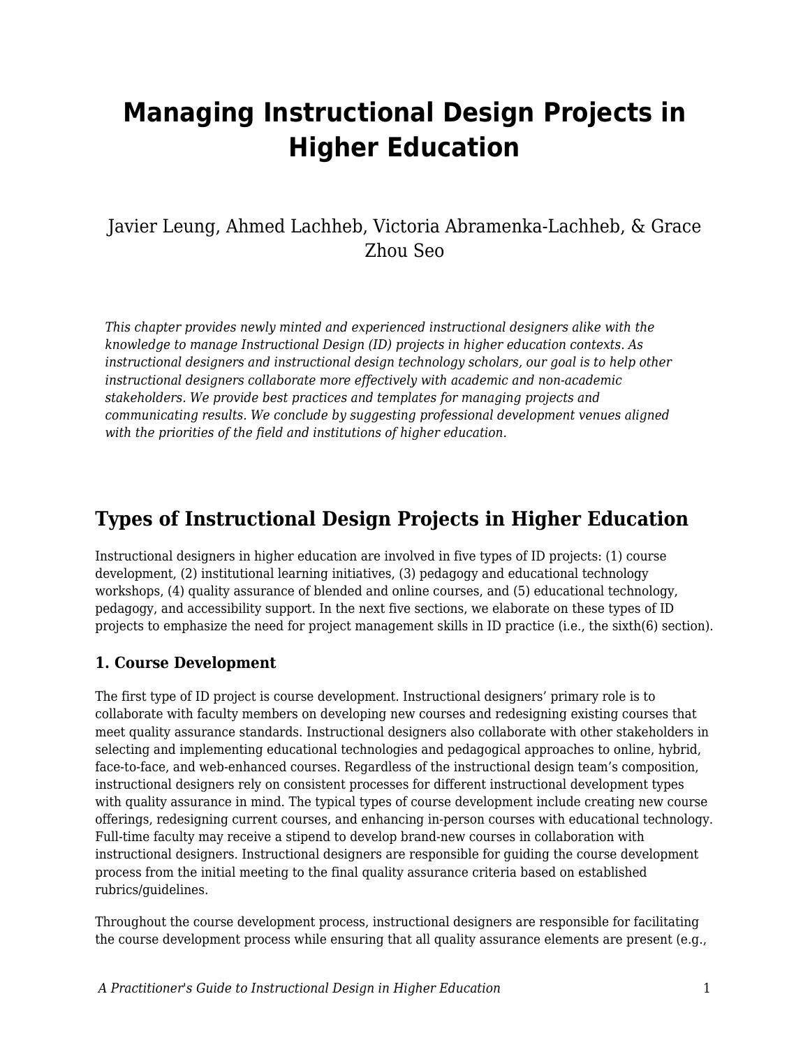# Managing Instructional Design Projects in Higher Education

Javier Leung, Ahmed Lachheb, Victoria Abramenka-Lachheb, & Grace Zhou Seo

*This chapter provides newly minted and experienced instructional designers alike with the knowledge to manage Instructional Design (ID) projects in higher education contexts. As instructional designers and instructional design technology scholars, our goal is to help other instructional designers collaborate more effectively with academic and non-academic stakeholders. We provide best practices and templates for managing projects and communicating results. We conclude by suggesting professional development venues aligned with the priorities of the field and institutions of higher education.*

## Types of Instructional Design Projects in Higher Education

Instructional designers in higher education are involved in five types of ID projects: (1) course development, (2) institutional learning initiatives, (3) pedagogy and educational technology workshops, (4) quality assurance of blended and online courses, and (5) educational technology, pedagogy, and accessibility support. In the next five sections, we elaborate on these types of ID projects to emphasize the need for project management skills in ID practice (i.e., the sixth(6) section).

### 1. Course Development

The first type of ID project is course development. Instructional designers' primary role is to collaborate with faculty members on developing new courses and redesigning existing courses that meet quality assurance standards. Instructional designers also collaborate with other stakeholders in selecting and implementing educational technologies and pedagogical approaches to online, hybrid, face-to-face, and web-enhanced courses. Regardless of the instructional design team's composition, instructional designers rely on consistent processes for different instructional development types with quality assurance in mind. The typical types of course development include creating new course offerings, redesigning current courses, and enhancing in-person courses with educational technology. Full-time faculty may receive a stipend to develop brand-new courses in collaboration with instructional designers. Instructional designers are responsible for guiding the course development process from the initial meeting to the final quality assurance criteria based on established rubrics/guidelines.

Throughout the course development process, instructional designers are responsible for facilitating the course development process while ensuring that all quality assurance elements are present (e.g.,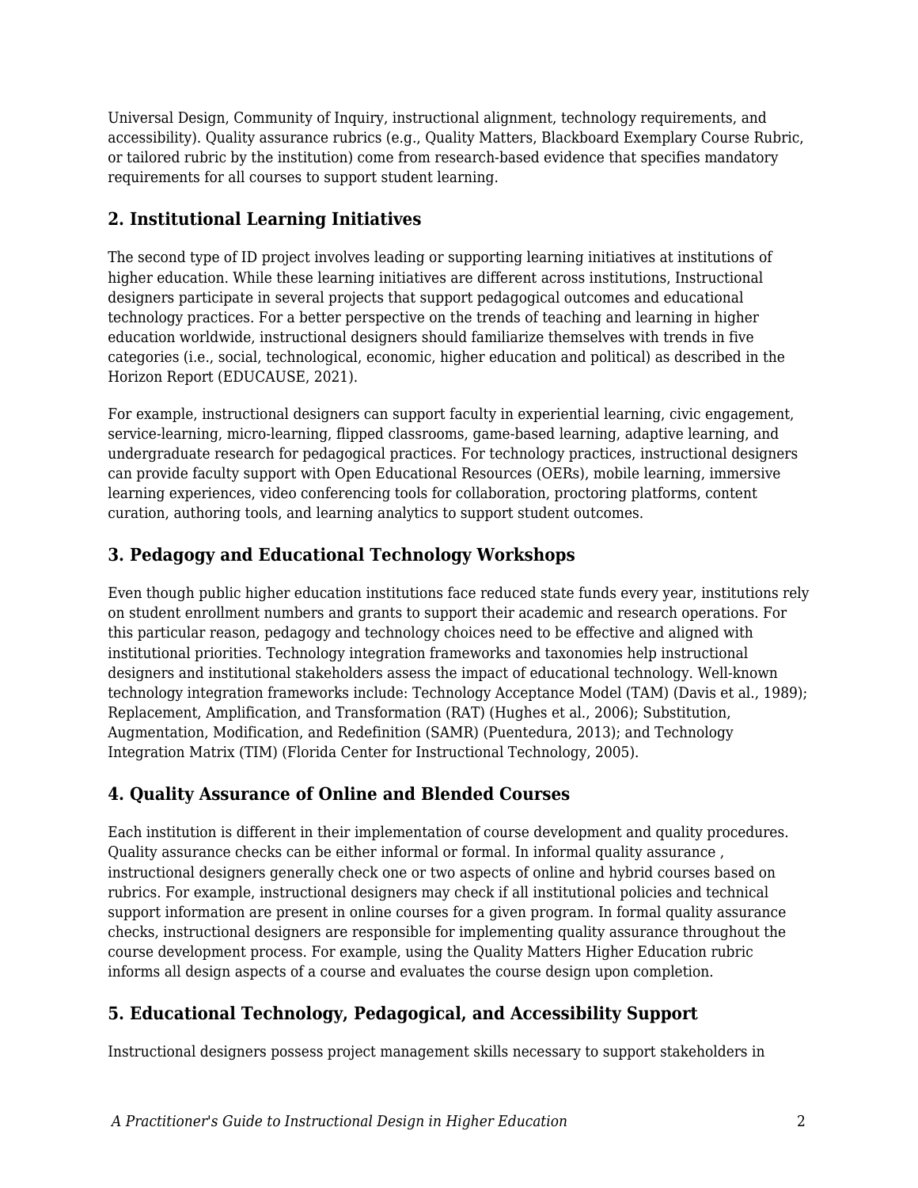Universal Design, Community of Inquiry, instructional alignment, technology requirements, and accessibility). Quality assurance rubrics (e.g., Quality Matters, Blackboard Exemplary Course Rubric, or tailored rubric by the institution) come from research-based evidence that specifies mandatory requirements for all courses to support student learning.

### 2. Institutional Learning Initiatives

The second type of ID project involves leading or supporting learning initiatives at institutions of higher education. While these learning initiatives are different across institutions, Instructional designers participate in several projects that support pedagogical outcomes and educational technology practices. For a better perspective on the trends of teaching and learning in higher education worldwide, instructional designers should familiarize themselves with trends in five categories (i.e., social, technological, economic, higher education and political) as described in the Horizon Report (EDUCAUSE, 2021).

For example, instructional designers can support faculty in experiential learning, civic engagement, service-learning, micro-learning, flipped classrooms, game-based learning, adaptive learning, and undergraduate research for pedagogical practices. For technology practices, instructional designers can provide faculty support with Open Educational Resources (OERs), mobile learning, immersive learning experiences, video conferencing tools for collaboration, proctoring platforms, content curation, authoring tools, and learning analytics to support student outcomes.

### 3. Pedagogy and Educational Technology Workshops

Even though public higher education institutions face reduced state funds every year, institutions rely on student enrollment numbers and grants to support their academic and research operations. For this particular reason, pedagogy and technology choices need to be effective and aligned with institutional priorities. Technology integration frameworks and taxonomies help instructional designers and institutional stakeholders assess the impact of educational technology. Well-known technology integration frameworks include: Technology Acceptance Model (TAM) (Davis et al., 1989); Replacement, Amplification, and Transformation (RAT) (Hughes et al., 2006); Substitution, Augmentation, Modification, and Redefinition (SAMR) (Puentedura, 2013); and Technology Integration Matrix (TIM) (Florida Center for Instructional Technology, 2005).

### 4. Quality Assurance of Online and Blended Courses

Each institution is different in their implementation of course development and quality procedures. Quality assurance checks can be either informal or formal. In informal quality assurance , instructional designers generally check one or two aspects of online and hybrid courses based on rubrics. For example, instructional designers may check if all institutional policies and technical support information are present in online courses for a given program. In formal quality assurance checks, instructional designers are responsible for implementing quality assurance throughout the course development process. For example, using the Quality Matters Higher Education rubric informs all design aspects of a course and evaluates the course design upon completion.

### 5. Educational Technology, Pedagogical, and Accessibility Support

Instructional designers possess project management skills necessary to support stakeholders in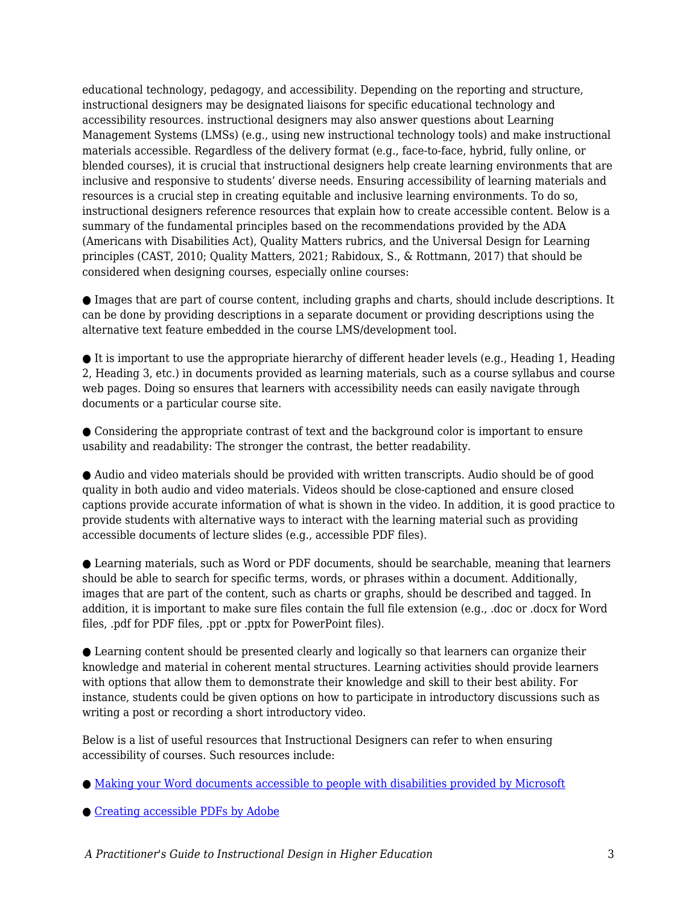educational technology, pedagogy, and accessibility. Depending on the reporting and structure, instructional designers may be designated liaisons for specific educational technology and accessibility resources. instructional designers may also answer questions about Learning Management Systems (LMSs) (e.g., using new instructional technology tools) and make instructional materials accessible. Regardless of the delivery format (e.g., face-to-face, hybrid, fully online, or blended courses), it is crucial that instructional designers help create learning environments that are inclusive and responsive to students' diverse needs. Ensuring accessibility of learning materials and resources is a crucial step in creating equitable and inclusive learning environments. To do so, instructional designers reference resources that explain how to create accessible content. Below is a summary of the fundamental principles based on the recommendations provided by the ADA (Americans with Disabilities Act), Quality Matters rubrics, and the Universal Design for Learning principles (CAST, 2010; Quality Matters, 2021; Rabidoux, S., & Rottmann, 2017) that should be considered when designing courses, especially online courses:

- Images that are part of course content, including graphs and charts, should include descriptions. It can be done by providing descriptions in a separate document or providing descriptions using the alternative text feature embedded in the course LMS/development tool.

- It is important to use the appropriate hierarchy of different header levels (e.g., Heading 1, Heading 2, Heading 3, etc.) in documents provided as learning materials, such as a course syllabus and course web pages. Doing so ensures that learners with accessibility needs can easily navigate through documents or a particular course site.

- Considering the appropriate contrast of text and the background color is important to ensure usability and readability: The stronger the contrast, the better readability.

- Audio and video materials should be provided with written transcripts. Audio should be of good quality in both audio and video materials. Videos should be close-captioned and ensure closed captions provide accurate information of what is shown in the video. In addition, it is good practice to provide students with alternative ways to interact with the learning material such as providing accessible documents of lecture slides (e.g., accessible PDF files).

- Learning materials, such as Word or PDF documents, should be searchable, meaning that learners should be able to search for specific terms, words, or phrases within a document. Additionally, images that are part of the content, such as charts or graphs, should be described and tagged. In addition, it is important to make sure files contain the full file extension (e.g., .doc or .docx for Word files, .pdf for PDF files, .ppt or .pptx for PowerPoint files).

- Learning content should be presented clearly and logically so that learners can organize their knowledge and material in coherent mental structures. Learning activities should provide learners with options that allow them to demonstrate their knowledge and skill to their best ability. For instance, students could be given options on how to participate in introductory discussions such as writing a post or recording a short introductory video.

Below is a list of useful resources that Instructional Designers can refer to when ensuring accessibility of courses. Such resources include:

- Making your Word documents accessible to people with disabilities provided by Microsoft

- Creating accessible PDFs by Adobe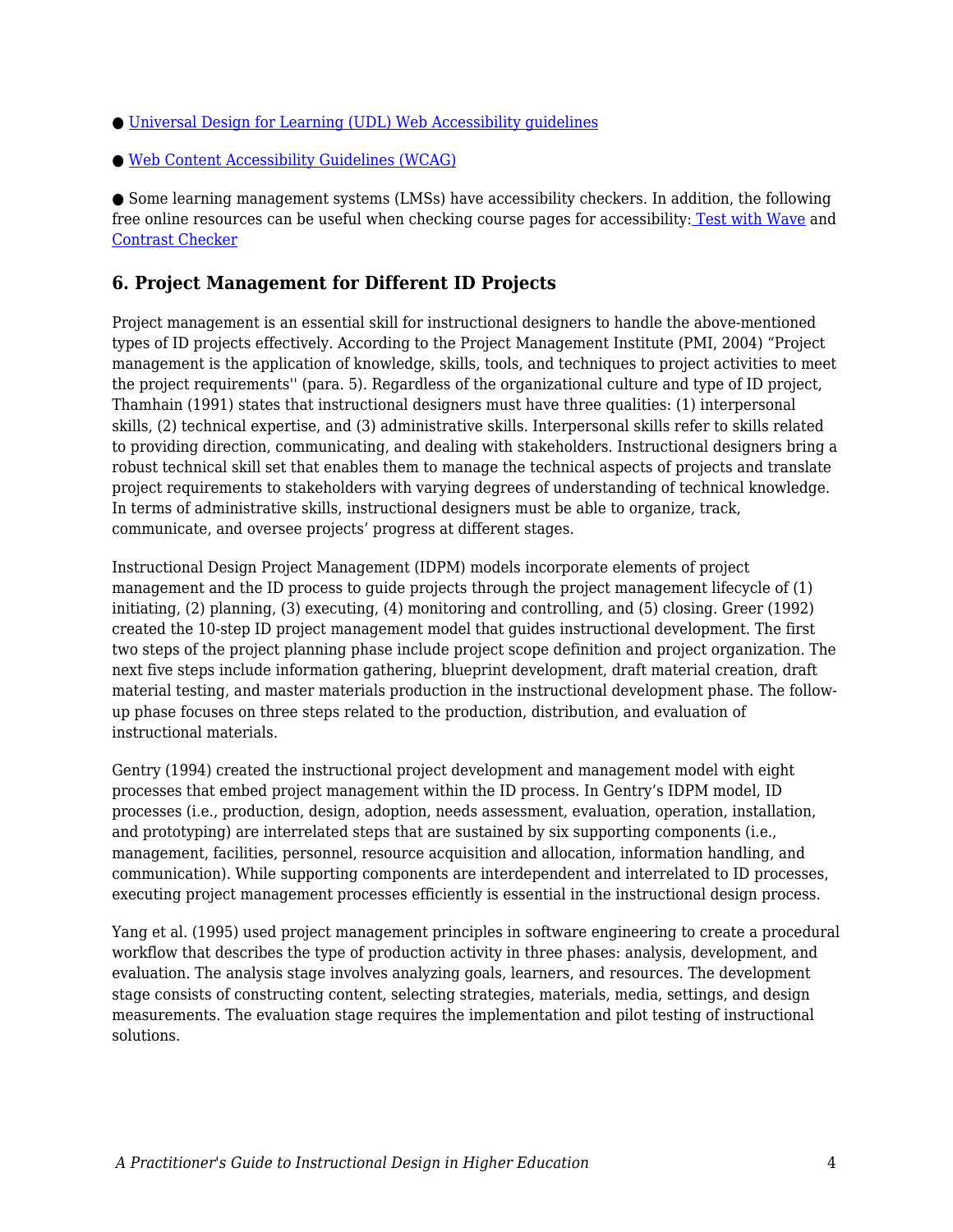- [Universal Design for Learning (UDL) Web Accessibility guidelines]
- [Web Content Accessibility Guidelines (WCAG)]
- Some learning management systems (LMSs) have accessibility checkers. In addition, the following free online resources can be useful when checking course pages for accessibility: Test with Wave and Contrast Checker

## 6. Project Management for Different ID Projects

Project management is an essential skill for instructional designers to handle the above-mentioned types of ID projects effectively. According to the Project Management Institute (PMI, 2004) "Project management is the application of knowledge, skills, tools, and techniques to project activities to meet the project requirements'' (para. 5). Regardless of the organizational culture and type of ID project, Thamhain (1991) states that instructional designers must have three qualities: (1) interpersonal skills, (2) technical expertise, and (3) administrative skills. Interpersonal skills refer to skills related to providing direction, communicating, and dealing with stakeholders. Instructional designers bring a robust technical skill set that enables them to manage the technical aspects of projects and translate project requirements to stakeholders with varying degrees of understanding of technical knowledge. In terms of administrative skills, instructional designers must be able to organize, track, communicate, and oversee projects' progress at different stages.

Instructional Design Project Management (IDPM) models incorporate elements of project management and the ID process to guide projects through the project management lifecycle of (1) initiating, (2) planning, (3) executing, (4) monitoring and controlling, and (5) closing. Greer (1992) created the 10-step ID project management model that guides instructional development. The first two steps of the project planning phase include project scope definition and project organization. The next five steps include information gathering, blueprint development, draft material creation, draft material testing, and master materials production in the instructional development phase. The follow-up phase focuses on three steps related to the production, distribution, and evaluation of instructional materials.

Gentry (1994) created the instructional project development and management model with eight processes that embed project management within the ID process. In Gentry's IDPM model, ID processes (i.e., production, design, adoption, needs assessment, evaluation, operation, installation, and prototyping) are interrelated steps that are sustained by six supporting components (i.e., management, facilities, personnel, resource acquisition and allocation, information handling, and communication). While supporting components are interdependent and interrelated to ID processes, executing project management processes efficiently is essential in the instructional design process.

Yang et al. (1995) used project management principles in software engineering to create a procedural workflow that describes the type of production activity in three phases: analysis, development, and evaluation. The analysis stage involves analyzing goals, learners, and resources. The development stage consists of constructing content, selecting strategies, materials, media, settings, and design measurements. The evaluation stage requires the implementation and pilot testing of instructional solutions.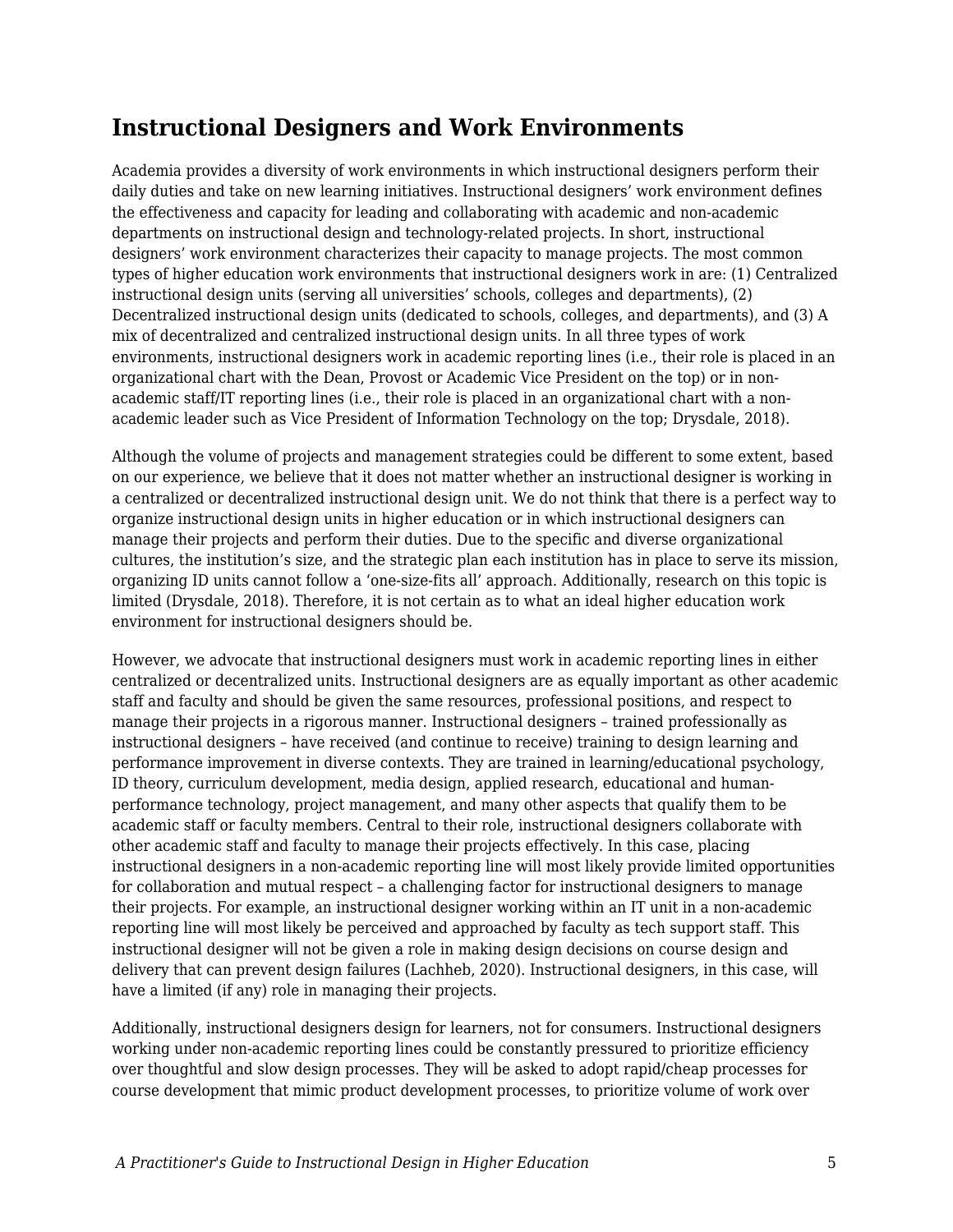## Instructional Designers and Work Environments

Academia provides a diversity of work environments in which instructional designers perform their daily duties and take on new learning initiatives. Instructional designers' work environment defines the effectiveness and capacity for leading and collaborating with academic and non-academic departments on instructional design and technology-related projects. In short, instructional designers' work environment characterizes their capacity to manage projects. The most common types of higher education work environments that instructional designers work in are: (1) Centralized instructional design units (serving all universities' schools, colleges and departments), (2) Decentralized instructional design units (dedicated to schools, colleges, and departments), and (3) A mix of decentralized and centralized instructional design units. In all three types of work environments, instructional designers work in academic reporting lines (i.e., their role is placed in an organizational chart with the Dean, Provost or Academic Vice President on the top) or in non-academic staff/IT reporting lines (i.e., their role is placed in an organizational chart with a non-academic leader such as Vice President of Information Technology on the top; Drysdale, 2018).

Although the volume of projects and management strategies could be different to some extent, based on our experience, we believe that it does not matter whether an instructional designer is working in a centralized or decentralized instructional design unit. We do not think that there is a perfect way to organize instructional design units in higher education or in which instructional designers can manage their projects and perform their duties. Due to the specific and diverse organizational cultures, the institution's size, and the strategic plan each institution has in place to serve its mission, organizing ID units cannot follow a 'one-size-fits all' approach. Additionally, research on this topic is limited (Drysdale, 2018). Therefore, it is not certain as to what an ideal higher education work environment for instructional designers should be.

However, we advocate that instructional designers must work in academic reporting lines in either centralized or decentralized units. Instructional designers are as equally important as other academic staff and faculty and should be given the same resources, professional positions, and respect to manage their projects in a rigorous manner. Instructional designers – trained professionally as instructional designers – have received (and continue to receive) training to design learning and performance improvement in diverse contexts. They are trained in learning/educational psychology, ID theory, curriculum development, media design, applied research, educational and human-performance technology, project management, and many other aspects that qualify them to be academic staff or faculty members. Central to their role, instructional designers collaborate with other academic staff and faculty to manage their projects effectively. In this case, placing instructional designers in a non-academic reporting line will most likely provide limited opportunities for collaboration and mutual respect – a challenging factor for instructional designers to manage their projects. For example, an instructional designer working within an IT unit in a non-academic reporting line will most likely be perceived and approached by faculty as tech support staff. This instructional designer will not be given a role in making design decisions on course design and delivery that can prevent design failures (Lachheb, 2020). Instructional designers, in this case, will have a limited (if any) role in managing their projects.

Additionally, instructional designers design for learners, not for consumers. Instructional designers working under non-academic reporting lines could be constantly pressured to prioritize efficiency over thoughtful and slow design processes. They will be asked to adopt rapid/cheap processes for course development that mimic product development processes, to prioritize volume of work over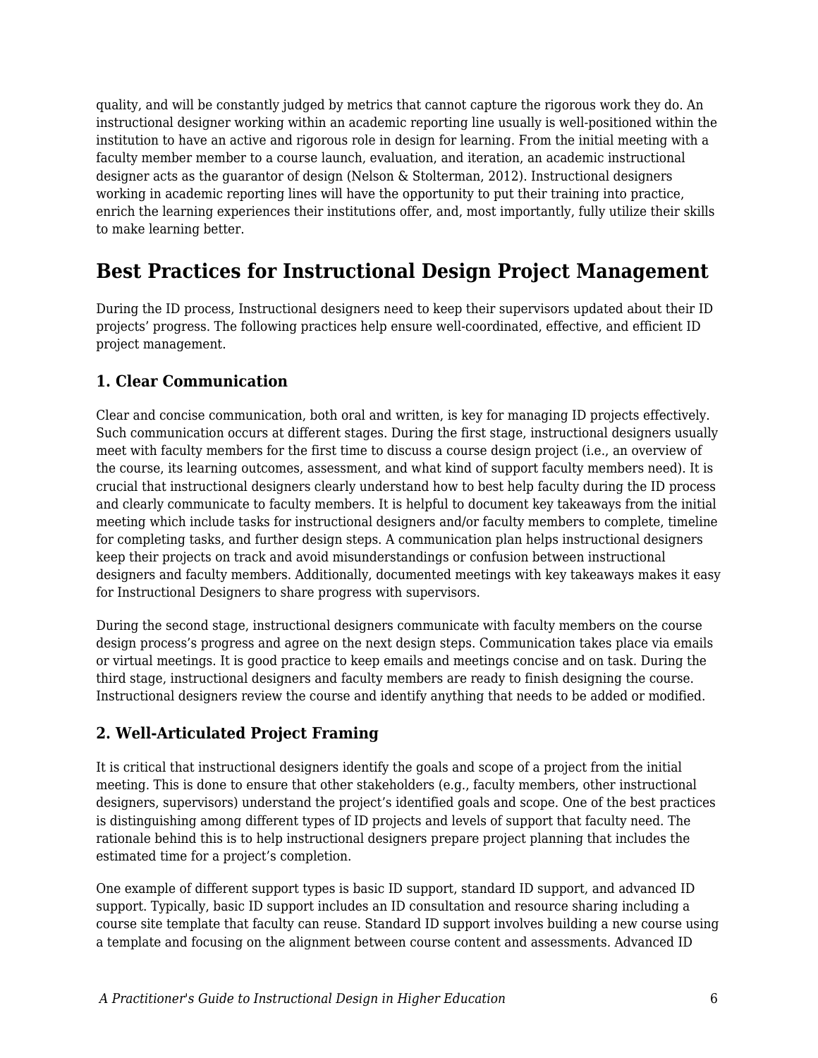quality, and will be constantly judged by metrics that cannot capture the rigorous work they do. An instructional designer working within an academic reporting line usually is well-positioned within the institution to have an active and rigorous role in design for learning. From the initial meeting with a faculty member member to a course launch, evaluation, and iteration, an academic instructional designer acts as the guarantor of design (Nelson & Stolterman, 2012). Instructional designers working in academic reporting lines will have the opportunity to put their training into practice, enrich the learning experiences their institutions offer, and, most importantly, fully utilize their skills to make learning better.

## Best Practices for Instructional Design Project Management

During the ID process, Instructional designers need to keep their supervisors updated about their ID projects' progress. The following practices help ensure well-coordinated, effective, and efficient ID project management.

### 1. Clear Communication

Clear and concise communication, both oral and written, is key for managing ID projects effectively. Such communication occurs at different stages. During the first stage, instructional designers usually meet with faculty members for the first time to discuss a course design project (i.e., an overview of the course, its learning outcomes, assessment, and what kind of support faculty members need). It is crucial that instructional designers clearly understand how to best help faculty during the ID process and clearly communicate to faculty members. It is helpful to document key takeaways from the initial meeting which include tasks for instructional designers and/or faculty members to complete, timeline for completing tasks, and further design steps. A communication plan helps instructional designers keep their projects on track and avoid misunderstandings or confusion between instructional designers and faculty members. Additionally, documented meetings with key takeaways makes it easy for Instructional Designers to share progress with supervisors.

During the second stage, instructional designers communicate with faculty members on the course design process's progress and agree on the next design steps. Communication takes place via emails or virtual meetings. It is good practice to keep emails and meetings concise and on task. During the third stage, instructional designers and faculty members are ready to finish designing the course. Instructional designers review the course and identify anything that needs to be added or modified.

### 2. Well-Articulated Project Framing

It is critical that instructional designers identify the goals and scope of a project from the initial meeting. This is done to ensure that other stakeholders (e.g., faculty members, other instructional designers, supervisors) understand the project's identified goals and scope. One of the best practices is distinguishing among different types of ID projects and levels of support that faculty need. The rationale behind this is to help instructional designers prepare project planning that includes the estimated time for a project's completion.

One example of different support types is basic ID support, standard ID support, and advanced ID support. Typically, basic ID support includes an ID consultation and resource sharing including a course site template that faculty can reuse. Standard ID support involves building a new course using a template and focusing on the alignment between course content and assessments. Advanced ID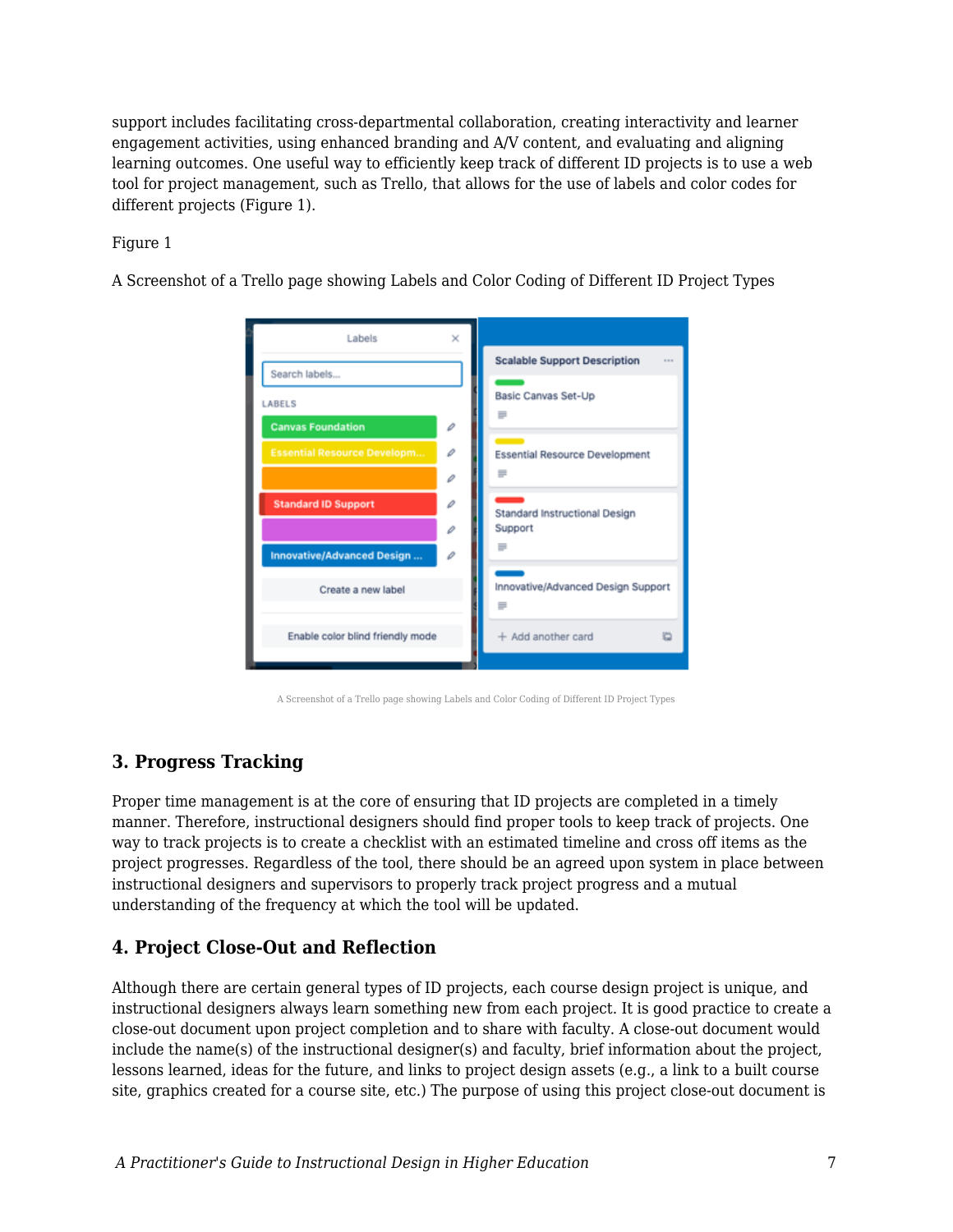support includes facilitating cross-departmental collaboration, creating interactivity and learner engagement activities, using enhanced branding and A/V content, and evaluating and aligning learning outcomes. One useful way to efficiently keep track of different ID projects is to use a web tool for project management, such as Trello, that allows for the use of labels and color codes for different projects (Figure 1).

Figure 1

A Screenshot of a Trello page showing Labels and Color Coding of Different ID Project Types

A Screenshot of a Trello page showing Labels and Color Coding of Different ID Project Types

### 3. Progress Tracking

Proper time management is at the core of ensuring that ID projects are completed in a timely manner. Therefore, instructional designers should find proper tools to keep track of projects. One way to track projects is to create a checklist with an estimated timeline and cross off items as the project progresses. Regardless of the tool, there should be an agreed upon system in place between instructional designers and supervisors to properly track project progress and a mutual understanding of the frequency at which the tool will be updated.

### 4. Project Close-Out and Reflection

Although there are certain general types of ID projects, each course design project is unique, and instructional designers always learn something new from each project. It is good practice to create a close-out document upon project completion and to share with faculty. A close-out document would include the name(s) of the instructional designer(s) and faculty, brief information about the project, lessons learned, ideas for the future, and links to project design assets (e.g., a link to a built course site, graphics created for a course site, etc.) The purpose of using this project close-out document is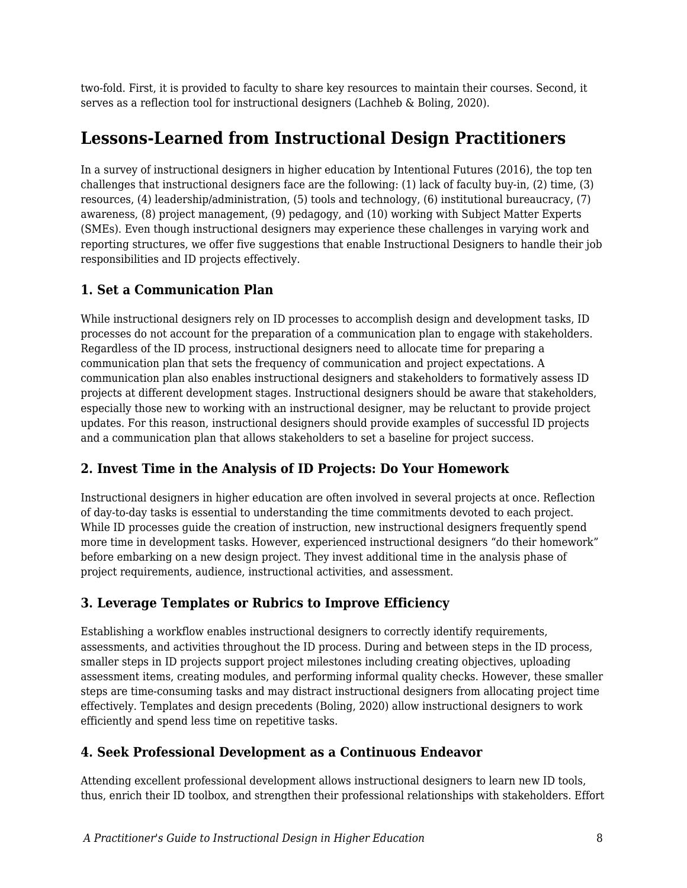two-fold. First, it is provided to faculty to share key resources to maintain their courses. Second, it serves as a reflection tool for instructional designers (Lachheb & Boling, 2020).

## Lessons-Learned from Instructional Design Practitioners

In a survey of instructional designers in higher education by Intentional Futures (2016), the top ten challenges that instructional designers face are the following: (1) lack of faculty buy-in, (2) time, (3) resources, (4) leadership/administration, (5) tools and technology, (6) institutional bureaucracy, (7) awareness, (8) project management, (9) pedagogy, and (10) working with Subject Matter Experts (SMEs). Even though instructional designers may experience these challenges in varying work and reporting structures, we offer five suggestions that enable Instructional Designers to handle their job responsibilities and ID projects effectively.

### 1. Set a Communication Plan

While instructional designers rely on ID processes to accomplish design and development tasks, ID processes do not account for the preparation of a communication plan to engage with stakeholders. Regardless of the ID process, instructional designers need to allocate time for preparing a communication plan that sets the frequency of communication and project expectations. A communication plan also enables instructional designers and stakeholders to formatively assess ID projects at different development stages. Instructional designers should be aware that stakeholders, especially those new to working with an instructional designer, may be reluctant to provide project updates. For this reason, instructional designers should provide examples of successful ID projects and a communication plan that allows stakeholders to set a baseline for project success.

### 2. Invest Time in the Analysis of ID Projects: Do Your Homework

Instructional designers in higher education are often involved in several projects at once. Reflection of day-to-day tasks is essential to understanding the time commitments devoted to each project. While ID processes guide the creation of instruction, new instructional designers frequently spend more time in development tasks. However, experienced instructional designers "do their homework" before embarking on a new design project. They invest additional time in the analysis phase of project requirements, audience, instructional activities, and assessment.

### 3. Leverage Templates or Rubrics to Improve Efficiency

Establishing a workflow enables instructional designers to correctly identify requirements, assessments, and activities throughout the ID process. During and between steps in the ID process, smaller steps in ID projects support project milestones including creating objectives, uploading assessment items, creating modules, and performing informal quality checks. However, these smaller steps are time-consuming tasks and may distract instructional designers from allocating project time effectively. Templates and design precedents (Boling, 2020) allow instructional designers to work efficiently and spend less time on repetitive tasks.

### 4. Seek Professional Development as a Continuous Endeavor

Attending excellent professional development allows instructional designers to learn new ID tools, thus, enrich their ID toolbox, and strengthen their professional relationships with stakeholders. Effort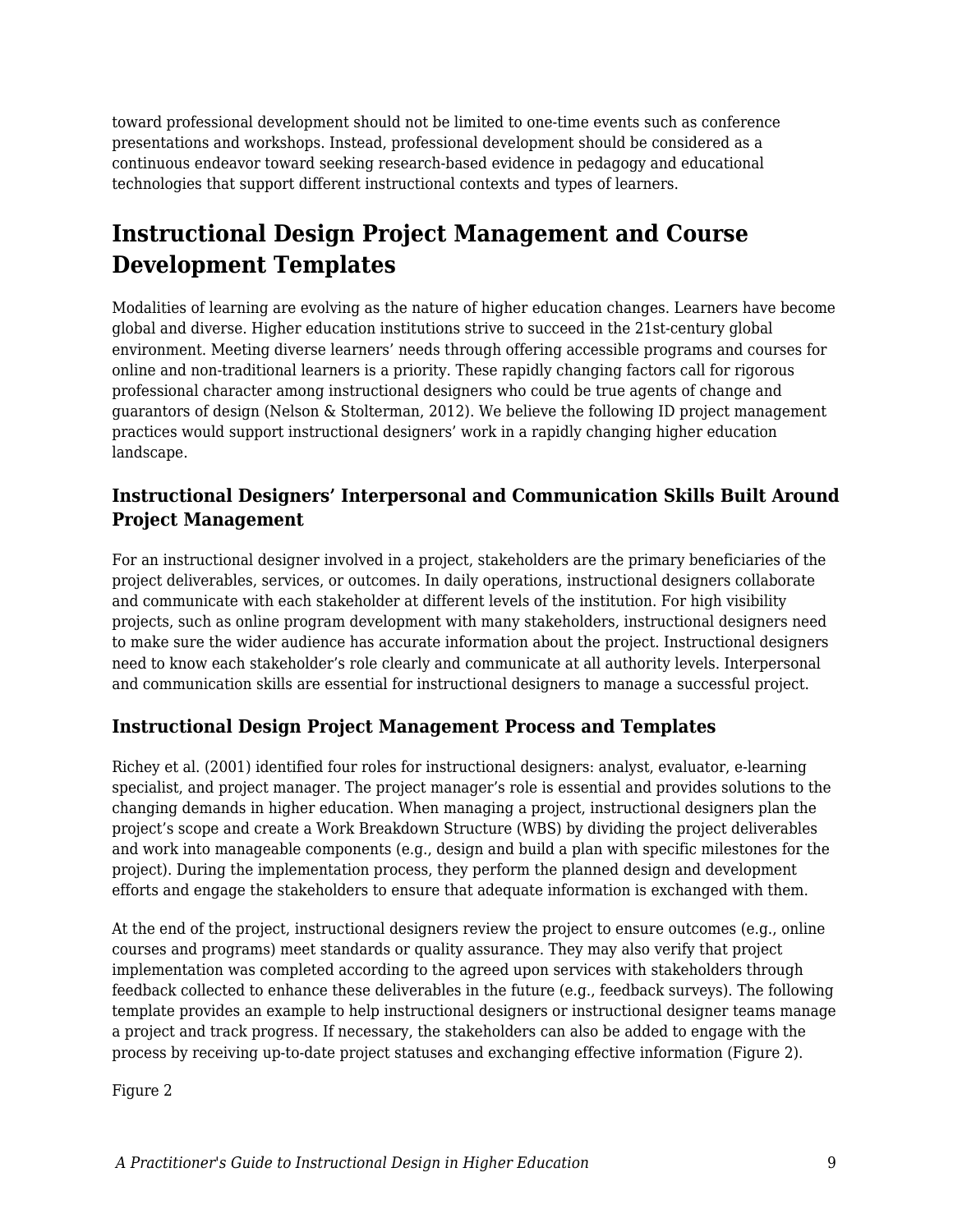toward professional development should not be limited to one-time events such as conference presentations and workshops. Instead, professional development should be considered as a continuous endeavor toward seeking research-based evidence in pedagogy and educational technologies that support different instructional contexts and types of learners.

## Instructional Design Project Management and Course Development Templates

Modalities of learning are evolving as the nature of higher education changes. Learners have become global and diverse. Higher education institutions strive to succeed in the 21st-century global environment. Meeting diverse learners' needs through offering accessible programs and courses for online and non-traditional learners is a priority. These rapidly changing factors call for rigorous professional character among instructional designers who could be true agents of change and guarantors of design (Nelson & Stolterman, 2012). We believe the following ID project management practices would support instructional designers' work in a rapidly changing higher education landscape.

### Instructional Designers' Interpersonal and Communication Skills Built Around Project Management

For an instructional designer involved in a project, stakeholders are the primary beneficiaries of the project deliverables, services, or outcomes. In daily operations, instructional designers collaborate and communicate with each stakeholder at different levels of the institution. For high visibility projects, such as online program development with many stakeholders, instructional designers need to make sure the wider audience has accurate information about the project. Instructional designers need to know each stakeholder's role clearly and communicate at all authority levels. Interpersonal and communication skills are essential for instructional designers to manage a successful project.

### Instructional Design Project Management Process and Templates

Richey et al. (2001) identified four roles for instructional designers: analyst, evaluator, e-learning specialist, and project manager. The project manager's role is essential and provides solutions to the changing demands in higher education. When managing a project, instructional designers plan the project's scope and create a Work Breakdown Structure (WBS) by dividing the project deliverables and work into manageable components (e.g., design and build a plan with specific milestones for the project). During the implementation process, they perform the planned design and development efforts and engage the stakeholders to ensure that adequate information is exchanged with them.

At the end of the project, instructional designers review the project to ensure outcomes (e.g., online courses and programs) meet standards or quality assurance. They may also verify that project implementation was completed according to the agreed upon services with stakeholders through feedback collected to enhance these deliverables in the future (e.g., feedback surveys). The following template provides an example to help instructional designers or instructional designer teams manage a project and track progress. If necessary, the stakeholders can also be added to engage with the process by receiving up-to-date project statuses and exchanging effective information (Figure 2).

Figure 2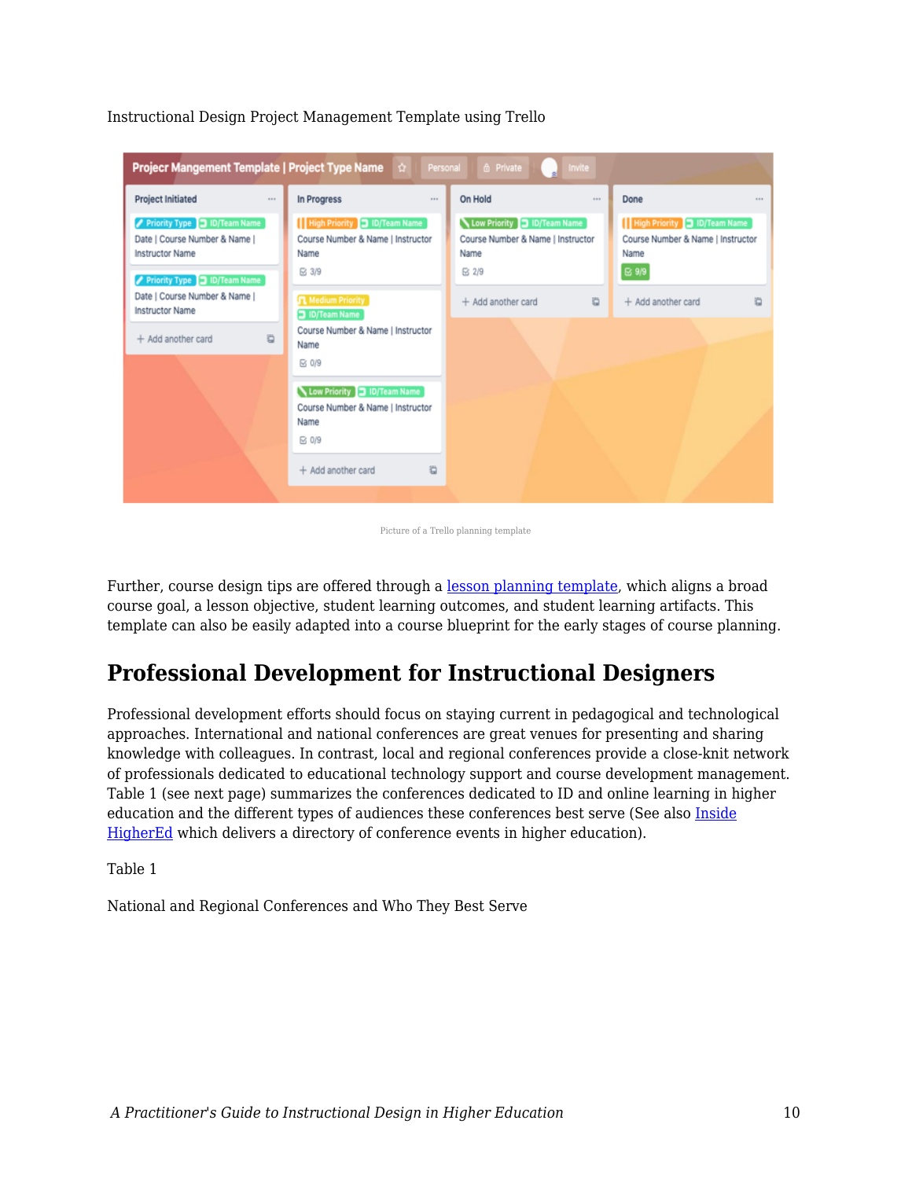Instructional Design Project Management Template using Trello

Picture of a Trello planning template

Further, course design tips are offered through a lesson planning template, which aligns a broad course goal, a lesson objective, student learning outcomes, and student learning artifacts. This template can also be easily adapted into a course blueprint for the early stages of course planning.

## Professional Development for Instructional Designers

Professional development efforts should focus on staying current in pedagogical and technological approaches. International and national conferences are great venues for presenting and sharing knowledge with colleagues. In contrast, local and regional conferences provide a close-knit network of professionals dedicated to educational technology support and course development management. Table 1 (see next page) summarizes the conferences dedicated to ID and online learning in higher education and the different types of audiences these conferences best serve (See also Inside HigherEd which delivers a directory of conference events in higher education).

Table 1

National and Regional Conferences and Who They Best Serve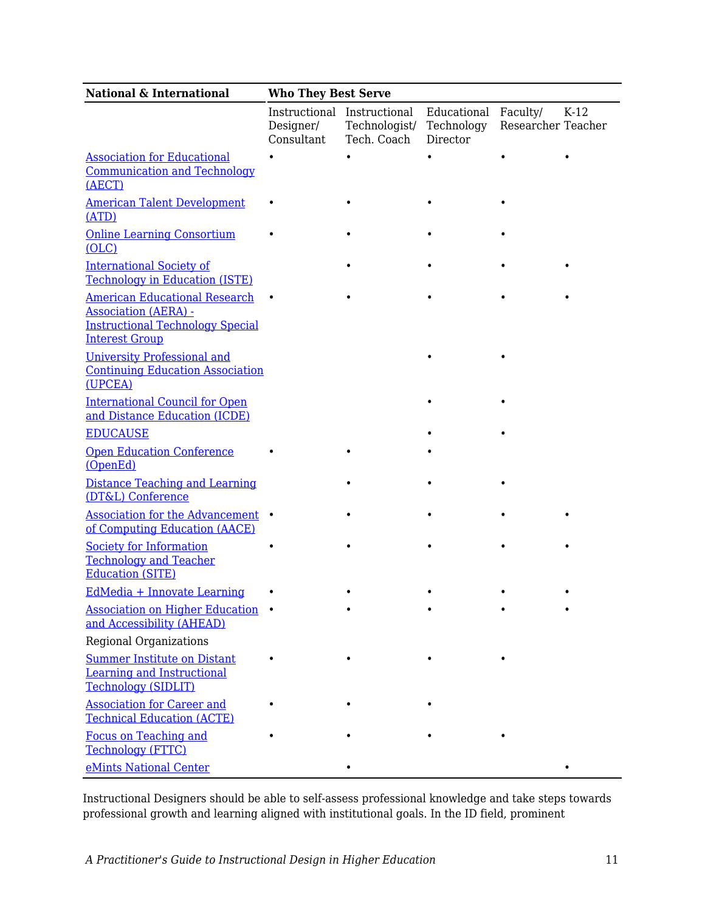| National & International | Who They Best Serve | | | | |
|---|---|---|---|---|---|
| | Instructional Designer/ Consultant | Instructional Technologist/ Tech. Coach | Educational Technology Director | Faculty/ Researcher | K-12 Teacher |
| Association for Educational Communication and Technology (AECT) | • | • | • | • | • |
| American Talent Development (ATD) | • | • | • | • | |
| Online Learning Consortium (OLC) | • | • | • | • | |
| International Society of Technology in Education (ISTE) | | • | • | • | • |
| American Educational Research Association (AERA) - Instructional Technology Special Interest Group | • | • | • | • | • |
| University Professional and Continuing Education Association (UPCEA) | | | • | • | |
| International Council for Open and Distance Education (ICDE) | | | • | • | |
| EDUCAUSE | | | • | • | |
| Open Education Conference (OpenEd) | • | • | • | | |
| Distance Teaching and Learning (DT&L) Conference | | • | • | • | |
| Association for the Advancement of Computing Education (AACE) | • | • | • | • | • |
| Society for Information Technology and Teacher Education (SITE) | • | • | • | • | • |
| EdMedia + Innovate Learning | • | • | • | • | • |
| Association on Higher Education and Accessibility (AHEAD) | • | • | • | • | • |
| Regional Organizations | | | | | |
| Summer Institute on Distant Learning and Instructional Technology (SIDLIT) | • | • | • | • | |
| Association for Career and Technical Education (ACTE) | • | • | • | | |
| Focus on Teaching and Technology (FTTC) | • | • | • | • | |
| eMints National Center | | • | | | • |

Instructional Designers should be able to self-assess professional knowledge and take steps towards professional growth and learning aligned with institutional goals. In the ID field, prominent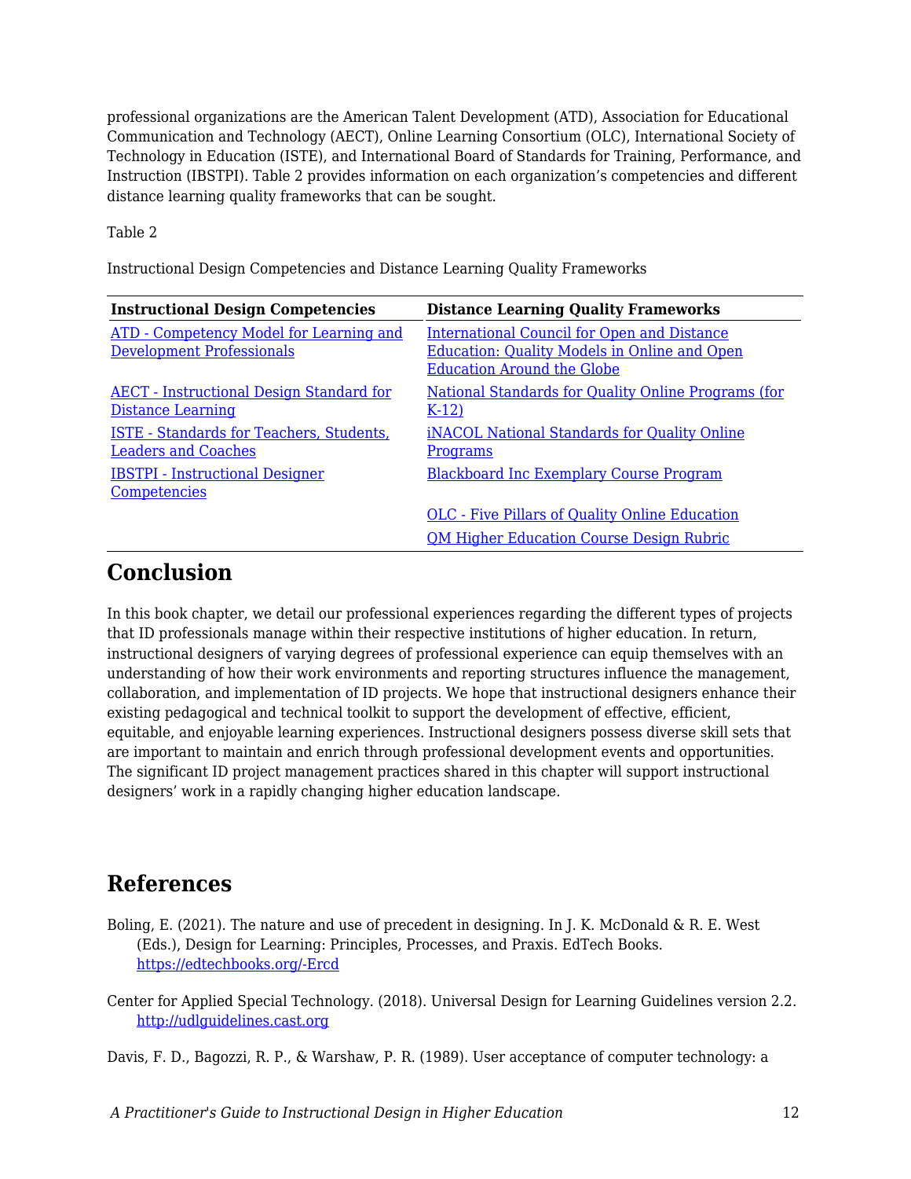professional organizations are the American Talent Development (ATD), Association for Educational Communication and Technology (AECT), Online Learning Consortium (OLC), International Society of Technology in Education (ISTE), and International Board of Standards for Training, Performance, and Instruction (IBSTPI). Table 2 provides information on each organization's competencies and different distance learning quality frameworks that can be sought.

Table 2

Instructional Design Competencies and Distance Learning Quality Frameworks

| Instructional Design Competencies | Distance Learning Quality Frameworks |
| --- | --- |
| ATD - Competency Model for Learning and Development Professionals | International Council for Open and Distance Education: Quality Models in Online and Open Education Around the Globe |
| AECT - Instructional Design Standard for Distance Learning | National Standards for Quality Online Programs (for K-12) |
| ISTE - Standards for Teachers, Students, Leaders and Coaches | iNACOL National Standards for Quality Online Programs |
| IBSTPI - Instructional Designer Competencies | Blackboard Inc Exemplary Course Program |
| | OLC - Five Pillars of Quality Online Education |
| | QM Higher Education Course Design Rubric |

## Conclusion

In this book chapter, we detail our professional experiences regarding the different types of projects that ID professionals manage within their respective institutions of higher education. In return, instructional designers of varying degrees of professional experience can equip themselves with an understanding of how their work environments and reporting structures influence the management, collaboration, and implementation of ID projects. We hope that instructional designers enhance their existing pedagogical and technical toolkit to support the development of effective, efficient, equitable, and enjoyable learning experiences. Instructional designers possess diverse skill sets that are important to maintain and enrich through professional development events and opportunities. The significant ID project management practices shared in this chapter will support instructional designers' work in a rapidly changing higher education landscape.

## References

Boling, E. (2021). The nature and use of precedent in designing. In J. K. McDonald & R. E. West (Eds.), Design for Learning: Principles, Processes, and Praxis. EdTech Books. https://edtechbooks.org/-Ercd

Center for Applied Special Technology. (2018). Universal Design for Learning Guidelines version 2.2. http://udlguidelines.cast.org

Davis, F. D., Bagozzi, R. P., & Warshaw, P. R. (1989). User acceptance of computer technology: a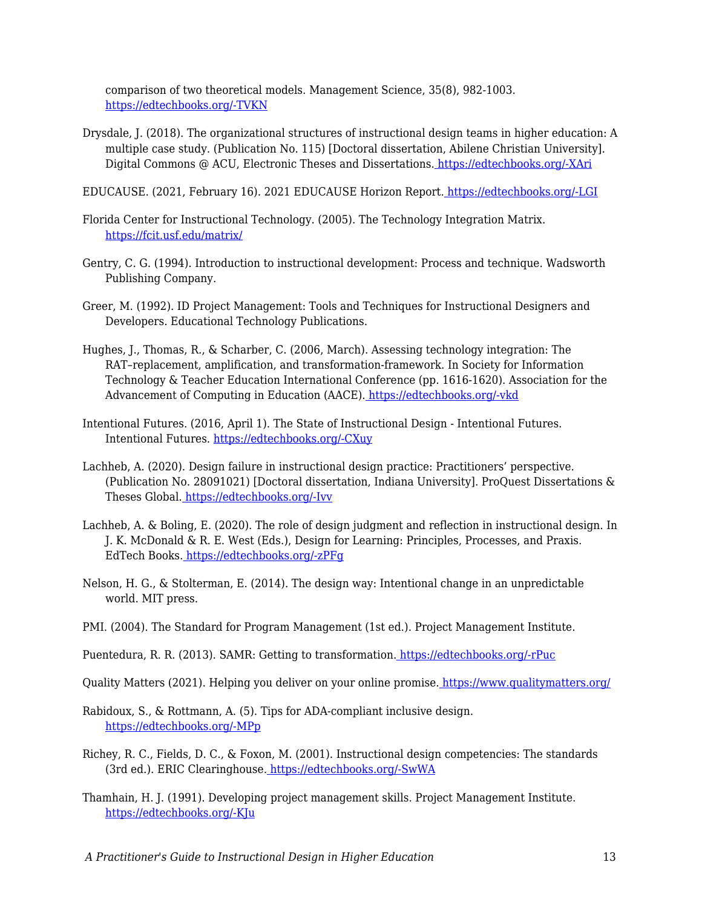comparison of two theoretical models. Management Science, 35(8), 982-1003. https://edtechbooks.org/-TVKN

Drysdale, J. (2018). The organizational structures of instructional design teams in higher education: A multiple case study. (Publication No. 115) [Doctoral dissertation, Abilene Christian University]. Digital Commons @ ACU, Electronic Theses and Dissertations. https://edtechbooks.org/-XAri

EDUCAUSE. (2021, February 16). 2021 EDUCAUSE Horizon Report. https://edtechbooks.org/-LGI

Florida Center for Instructional Technology. (2005). The Technology Integration Matrix. https://fcit.usf.edu/matrix/

Gentry, C. G. (1994). Introduction to instructional development: Process and technique. Wadsworth Publishing Company.

Greer, M. (1992). ID Project Management: Tools and Techniques for Instructional Designers and Developers. Educational Technology Publications.

Hughes, J., Thomas, R., & Scharber, C. (2006, March). Assessing technology integration: The RAT–replacement, amplification, and transformation-framework. In Society for Information Technology & Teacher Education International Conference (pp. 1616-1620). Association for the Advancement of Computing in Education (AACE). https://edtechbooks.org/-vkd

Intentional Futures. (2016, April 1). The State of Instructional Design - Intentional Futures. Intentional Futures. https://edtechbooks.org/-CXuy

Lachheb, A. (2020). Design failure in instructional design practice: Practitioners' perspective. (Publication No. 28091021) [Doctoral dissertation, Indiana University]. ProQuest Dissertations & Theses Global. https://edtechbooks.org/-Ivv

Lachheb, A. & Boling, E. (2020). The role of design judgment and reflection in instructional design. In J. K. McDonald & R. E. West (Eds.), Design for Learning: Principles, Processes, and Praxis. EdTech Books. https://edtechbooks.org/-zPFg

Nelson, H. G., & Stolterman, E. (2014). The design way: Intentional change in an unpredictable world. MIT press.

PMI. (2004). The Standard for Program Management (1st ed.). Project Management Institute.

Puentedura, R. R. (2013). SAMR: Getting to transformation. https://edtechbooks.org/-rPuc

Quality Matters (2021). Helping you deliver on your online promise. https://www.qualitymatters.org/

Rabidoux, S., & Rottmann, A. (5). Tips for ADA-compliant inclusive design. https://edtechbooks.org/-MPp

Richey, R. C., Fields, D. C., & Foxon, M. (2001). Instructional design competencies: The standards (3rd ed.). ERIC Clearinghouse. https://edtechbooks.org/-SwWA

Thamhain, H. J. (1991). Developing project management skills. Project Management Institute. https://edtechbooks.org/-KJu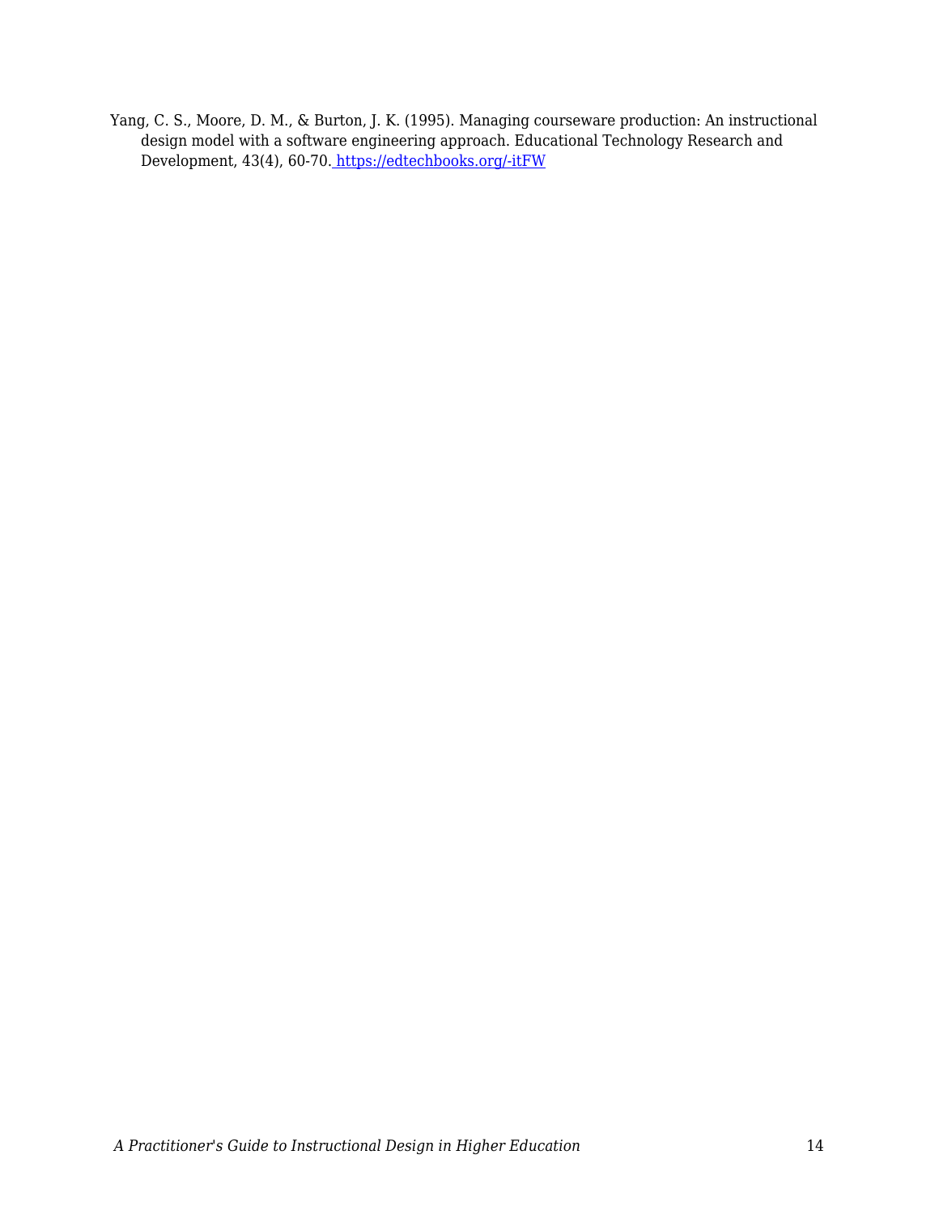Yang, C. S., Moore, D. M., & Burton, J. K. (1995). Managing courseware production: An instructional design model with a software engineering approach. Educational Technology Research and Development, 43(4), 60-70. https://edtechbooks.org/-itFW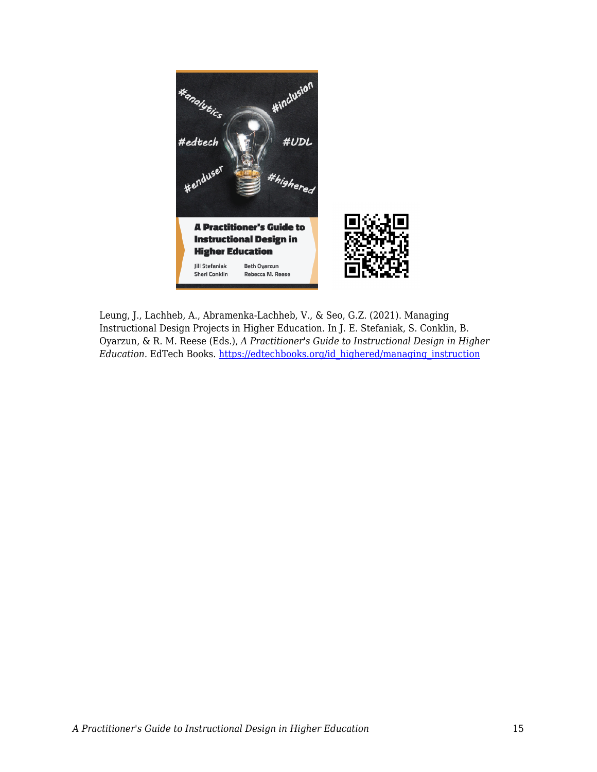Leung, J., Lachheb, A., Abramenka-Lachheb, V., & Seo, G.Z. (2021). Managing Instructional Design Projects in Higher Education. In J. E. Stefaniak, S. Conklin, B. Oyarzun, & R. M. Reese (Eds.), *A Practitioner's Guide to Instructional Design in Higher Education*. EdTech Books. [https://edtechbooks.org/id_highered/managing_instruction](https://edtechbooks.org/id_highered/managing_instruction)